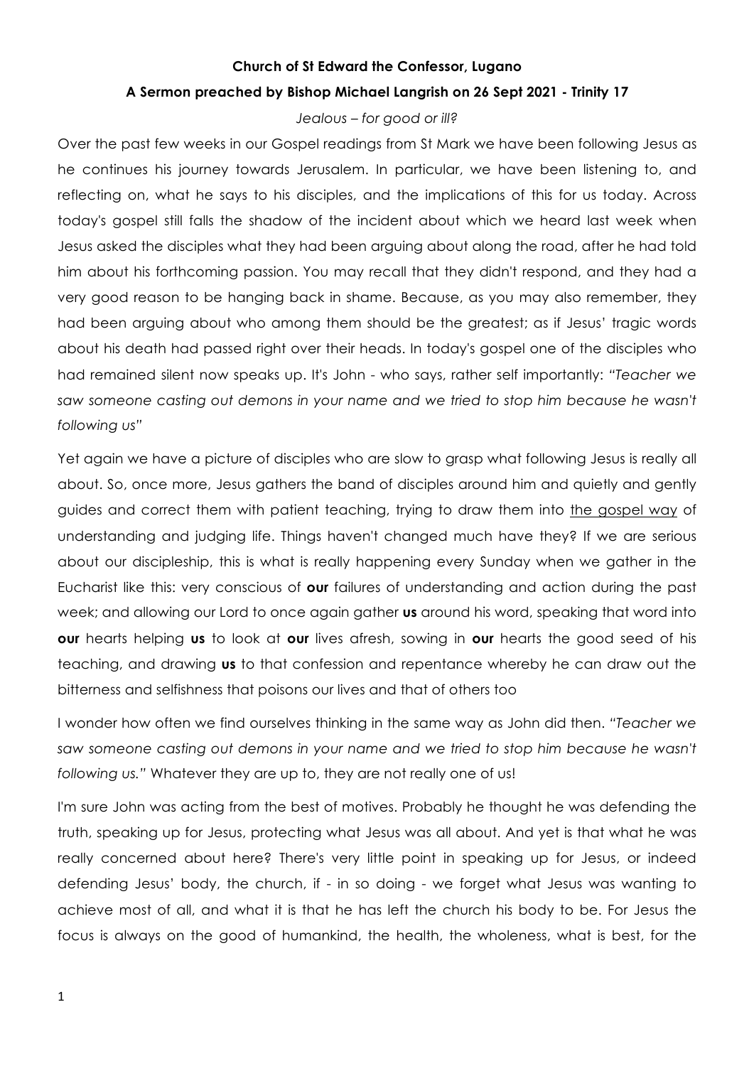**Church of St Edward the Confessor, Lugano**

**A Sermon preached by Bishop Michael Langrish on 26 Sept 2021 - Trinity 17**

*Jealous – for good or ill?*

Over the past few weeks in our Gospel readings from St Mark we have been following Jesus as he continues his journey towards Jerusalem. In particular, we have been listening to, and reflecting on, what he says to his disciples, and the implications of this for us today. Across today's gospel still falls the shadow of the incident about which we heard last week when Jesus asked the disciples what they had been arguing about along the road, after he had told him about his forthcoming passion. You may recall that they didn't respond, and they had a very good reason to be hanging back in shame. Because, as you may also remember, they had been arguing about who among them should be the greatest; as if Jesus' tragic words about his death had passed right over their heads. In today's gospel one of the disciples who had remained silent now speaks up. It's John - who says, rather self importantly: *"Teacher we saw someone casting out demons in your name and we tried to stop him because he wasn't following us"*

Yet again we have a picture of disciples who are slow to grasp what following Jesus is really all about. So, once more, Jesus gathers the band of disciples around him and quietly and gently guides and correct them with patient teaching, trying to draw them into <u>the gospel way</u> of understanding and judging life. Things haven't changed much have they? If we are serious about our discipleship, this is what is really happening every Sunday when we gather in the Eucharist like this: very conscious of **our** failures of understanding and action during the past week; and allowing our Lord to once again gather **us** around his word, speaking that word into **our** hearts helping **us** to look at **our** lives afresh, sowing in **our** hearts the good seed of his teaching, and drawing **us** to that confession and repentance whereby he can draw out the bitterness and selfishness that poisons our lives and that of others too

I wonder how often we find ourselves thinking in the same way as John did then. *"Teacher we saw someone casting out demons in your name and we tried to stop him because he wasn't following us."* Whatever they are up to, they are not really one of us!

I'm sure John was acting from the best of motives. Probably he thought he was defending the truth, speaking up for Jesus, protecting what Jesus was all about. And yet is that what he was really concerned about here? There's very little point in speaking up for Jesus, or indeed defending Jesus' body, the church, if - in so doing - we forget what Jesus was wanting to achieve most of all, and what it is that he has left the church his body to be. For Jesus the focus is always on the good of humankind, the health, the wholeness, what is best, for the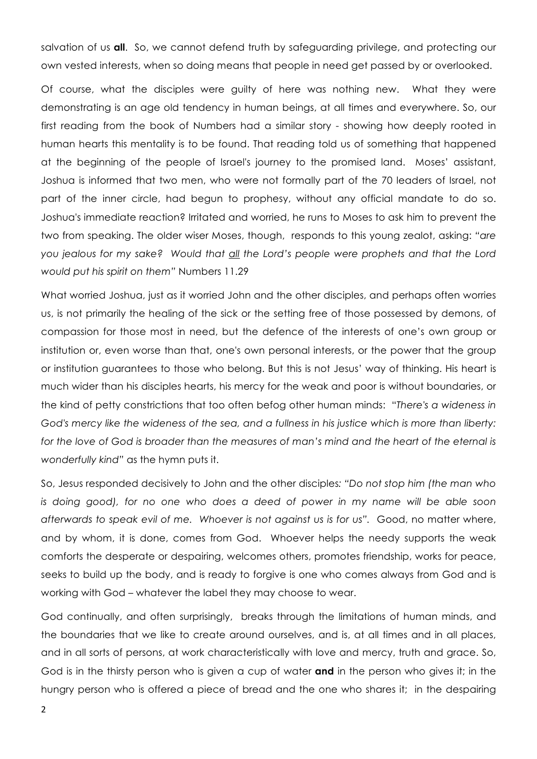salvation of us **all**. So, we cannot defend truth by safeguarding privilege, and protecting our own vested interests, when so doing means that people in need get passed by or overlooked.

Of course, what the disciples were guilty of here was nothing new. What they were demonstrating is an age old tendency in human beings, at all times and everywhere. So, our first reading from the book of Numbers had a similar story - showing how deeply rooted in human hearts this mentality is to be found. That reading told us of something that happened at the beginning of the people of Israel's journey to the promised land. Moses' assistant, Joshua is informed that two men, who were not formally part of the 70 leaders of Israel, not part of the inner circle, had begun to prophesy, without any official mandate to do so. Joshua's immediate reaction? Irritated and worried, he runs to Moses to ask him to prevent the two from speaking. The older wiser Moses, though, responds to this young zealot, asking: *"are you jealous for my sake? Would that* <u>*all*</u> *the Lord's people were prophets and that the Lord would put his spirit on them"* Numbers 11.29

What worried Joshua, just as it worried John and the other disciples, and perhaps often worries us, is not primarily the healing of the sick or the setting free of those possessed by demons, of compassion for those most in need, but the defence of the interests of one's own group or institution or, even worse than that, one's own personal interests, or the power that the group or institution guarantees to those who belong. But this is not Jesus' way of thinking. His heart is much wider than his disciples hearts, his mercy for the weak and poor is without boundaries, or the kind of petty constrictions that too often befog other human minds: *"There's a wideness in God's mercy like the wideness of the sea, and a fullness in his justice which is more than liberty: for the love of God is broader than the measures of man's mind and the heart of the eternal is wonderfully kind"* as the hymn puts it.

So, Jesus responded decisively to John and the other disciples: *"Do not stop him (the man who is doing good), for no one who does a deed of power in my name will be able soon afterwards to speak evil of me. Whoever is not against us is for us".* Good, no matter where, and by whom, it is done, comes from God. Whoever helps the needy supports the weak comforts the desperate or despairing, welcomes others, promotes friendship, works for peace, seeks to build up the body, and is ready to forgive is one who comes always from God and is working with God – whatever the label they may choose to wear.

God continually, and often surprisingly, breaks through the limitations of human minds, and the boundaries that we like to create around ourselves, and is, at all times and in all places, and in all sorts of persons, at work characteristically with love and mercy, truth and grace. So, God is in the thirsty person who is given a cup of water **and** in the person who gives it; in the hungry person who is offered a piece of bread and the one who shares it; in the despairing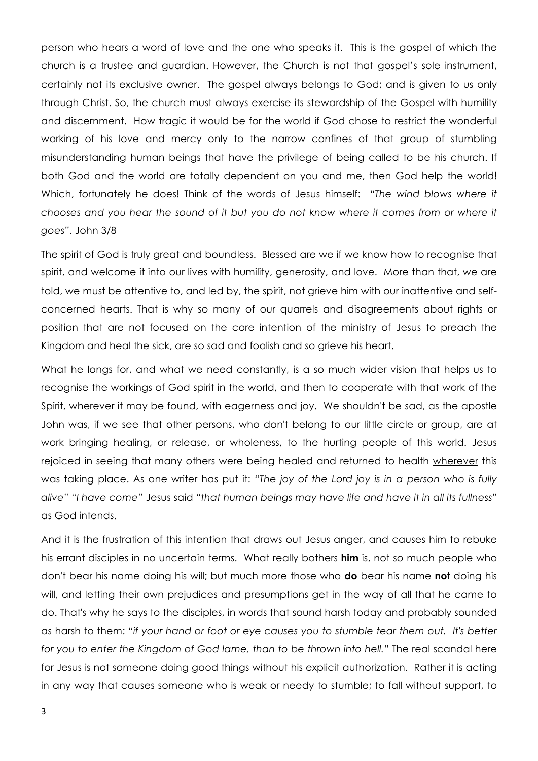person who hears a word of love and the one who speaks it. This is the gospel of which the church is a trustee and guardian. However, the Church is not that gospel's sole instrument, certainly not its exclusive owner. The gospel always belongs to God; and is given to us only through Christ. So, the church must always exercise its stewardship of the Gospel with humility and discernment. How tragic it would be for the world if God chose to restrict the wonderful working of his love and mercy only to the narrow confines of that group of stumbling misunderstanding human beings that have the privilege of being called to be his church. If both God and the world are totally dependent on you and me, then God help the world! Which, fortunately he does! Think of the words of Jesus himself: *"The wind blows where it chooses and you hear the sound of it but you do not know where it comes from or where it goes"*. John 3/8

The spirit of God is truly great and boundless. Blessed are we if we know how to recognise that spirit, and welcome it into our lives with humility, generosity, and love. More than that, we are told, we must be attentive to, and led by, the spirit, not grieve him with our inattentive and self-concerned hearts. That is why so many of our quarrels and disagreements about rights or position that are not focused on the core intention of the ministry of Jesus to preach the Kingdom and heal the sick, are so sad and foolish and so grieve his heart.

What he longs for, and what we need constantly, is a so much wider vision that helps us to recognise the workings of God spirit in the world, and then to cooperate with that work of the Spirit, wherever it may be found, with eagerness and joy. We shouldn't be sad, as the apostle John was, if we see that other persons, who don't belong to our little circle or group, are at work bringing healing, or release, or wholeness, to the hurting people of this world. Jesus rejoiced in seeing that many others were being healed and returned to health <u>wherever</u> this was taking place. As one writer has put it: *"The joy of the Lord joy is in a person who is fully alive" "I have come"* Jesus said *"that human beings may have life and have it in all its fullness"* as God intends.

And it is the frustration of this intention that draws out Jesus anger, and causes him to rebuke his errant disciples in no uncertain terms. What really bothers **him** is, not so much people who don't bear his name doing his will; but much more those who **do** bear his name **not** doing his will, and letting their own prejudices and presumptions get in the way of all that he came to do. That's why he says to the disciples, in words that sound harsh today and probably sounded as harsh to them: *"if your hand or foot or eye causes you to stumble tear them out. It's better for you to enter the Kingdom of God lame, than to be thrown into hell."* The real scandal here for Jesus is not someone doing good things without his explicit authorization. Rather it is acting in any way that causes someone who is weak or needy to stumble; to fall without support, to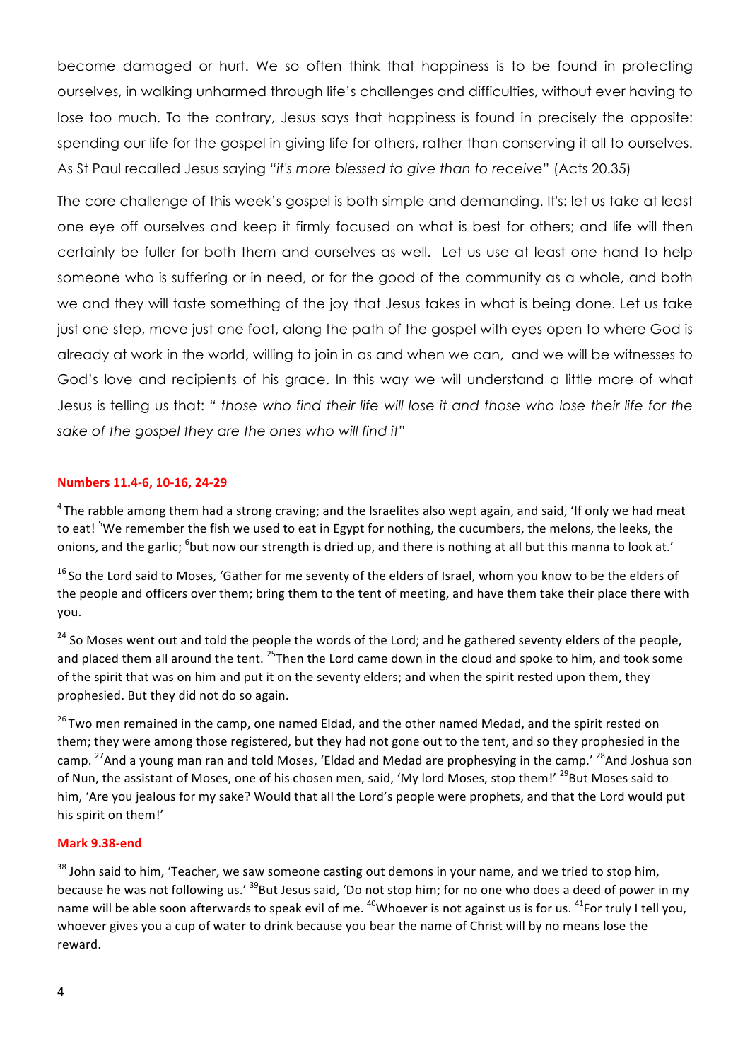become damaged or hurt. We so often think that happiness is to be found in protecting ourselves, in walking unharmed through life's challenges and difficulties, without ever having to lose too much. To the contrary, Jesus says that happiness is found in precisely the opposite: spending our life for the gospel in giving life for others, rather than conserving it all to ourselves. As St Paul recalled Jesus saying "*it's more blessed to give than to receive*" (Acts 20.35)

The core challenge of this week's gospel is both simple and demanding. It's: let us take at least one eye off ourselves and keep it firmly focused on what is best for others; and life will then certainly be fuller for both them and ourselves as well. Let us use at least one hand to help someone who is suffering or in need, or for the good of the community as a whole, and both we and they will taste something of the joy that Jesus takes in what is being done. Let us take just one step, move just one foot, along the path of the gospel with eyes open to where God is already at work in the world, willing to join in as and when we can, and we will be witnesses to God's love and recipients of his grace. In this way we will understand a little more of what Jesus is telling us that: " *those who find their life will lose it and those who lose their life for the sake of the gospel they are the ones who will find it*"

**Numbers 11.4-6, 10-16, 24-29**

[4] The rabble among them had a strong craving; and the Israelites also wept again, and said, 'If only we had meat to eat! [5] We remember the fish we used to eat in Egypt for nothing, the cucumbers, the melons, the leeks, the onions, and the garlic; [6] but now our strength is dried up, and there is nothing at all but this manna to look at.'

[16] So the Lord said to Moses, 'Gather for me seventy of the elders of Israel, whom you know to be the elders of the people and officers over them; bring them to the tent of meeting, and have them take their place there with you.

[24] So Moses went out and told the people the words of the Lord; and he gathered seventy elders of the people, and placed them all around the tent. [25] Then the Lord came down in the cloud and spoke to him, and took some of the spirit that was on him and put it on the seventy elders; and when the spirit rested upon them, they prophesied. But they did not do so again.

[26] Two men remained in the camp, one named Eldad, and the other named Medad, and the spirit rested on them; they were among those registered, but they had not gone out to the tent, and so they prophesied in the camp. [27] And a young man ran and told Moses, 'Eldad and Medad are prophesying in the camp.' [28] And Joshua son of Nun, the assistant of Moses, one of his chosen men, said, 'My lord Moses, stop them!' [29] But Moses said to him, 'Are you jealous for my sake? Would that all the Lord's people were prophets, and that the Lord would put his spirit on them!'

**Mark 9.38-end**

[38] John said to him, 'Teacher, we saw someone casting out demons in your name, and we tried to stop him, because he was not following us.' [39] But Jesus said, 'Do not stop him; for no one who does a deed of power in my name will be able soon afterwards to speak evil of me. [40] Whoever is not against us is for us. [41] For truly I tell you, whoever gives you a cup of water to drink because you bear the name of Christ will by no means lose the reward.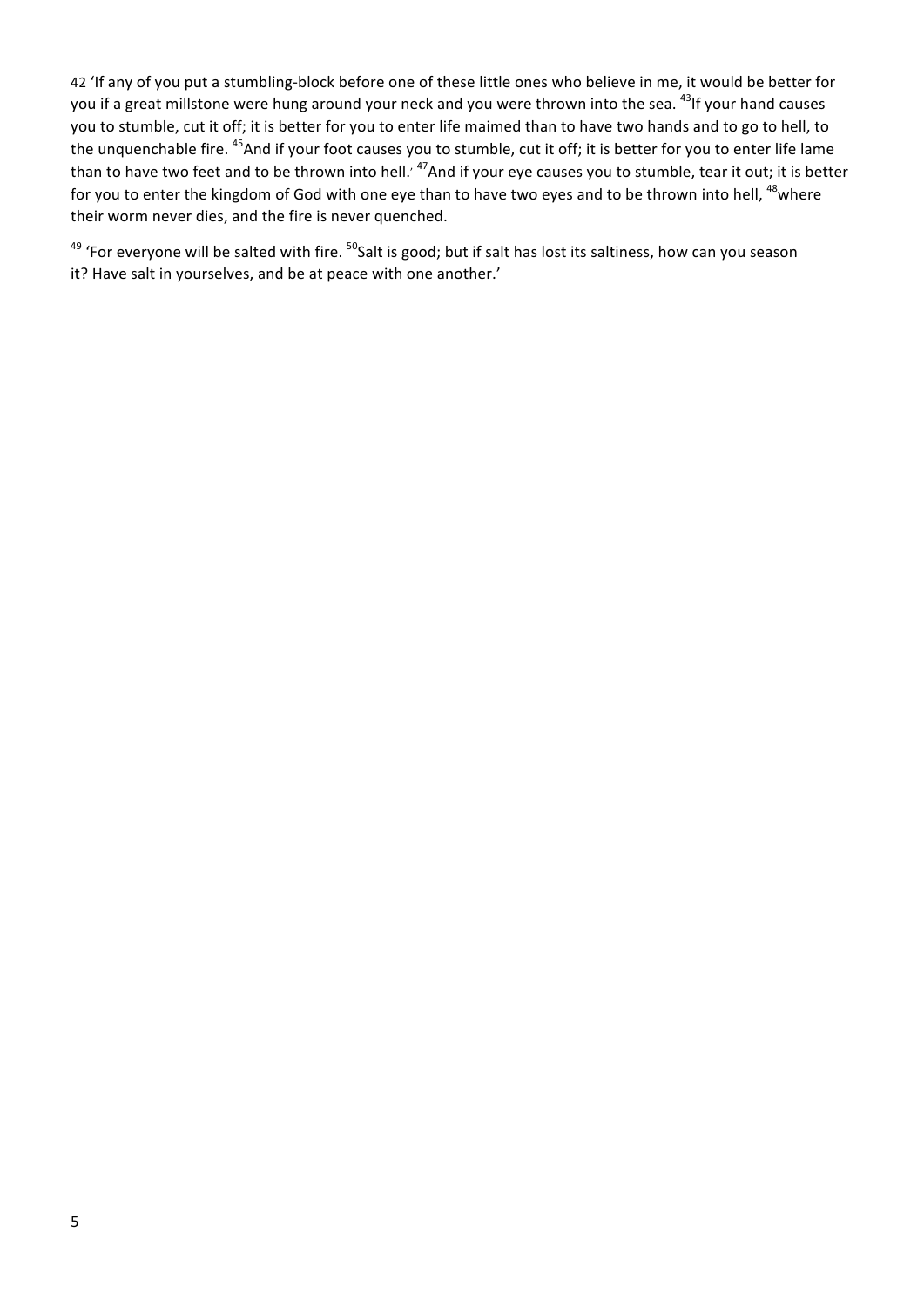42 'If any of you put a stumbling-block before one of these little ones who believe in me, it would be better for you if a great millstone were hung around your neck and you were thrown into the sea. [43]If your hand causes you to stumble, cut it off; it is better for you to enter life maimed than to have two hands and to go to hell, to the unquenchable fire. [45]And if your foot causes you to stumble, cut it off; it is better for you to enter life lame than to have two feet and to be thrown into hell.' [47]And if your eye causes you to stumble, tear it out; it is better for you to enter the kingdom of God with one eye than to have two eyes and to be thrown into hell, [48]where their worm never dies, and the fire is never quenched.

[49] 'For everyone will be salted with fire. [50]Salt is good; but if salt has lost its saltiness, how can you season it? Have salt in yourselves, and be at peace with one another.'